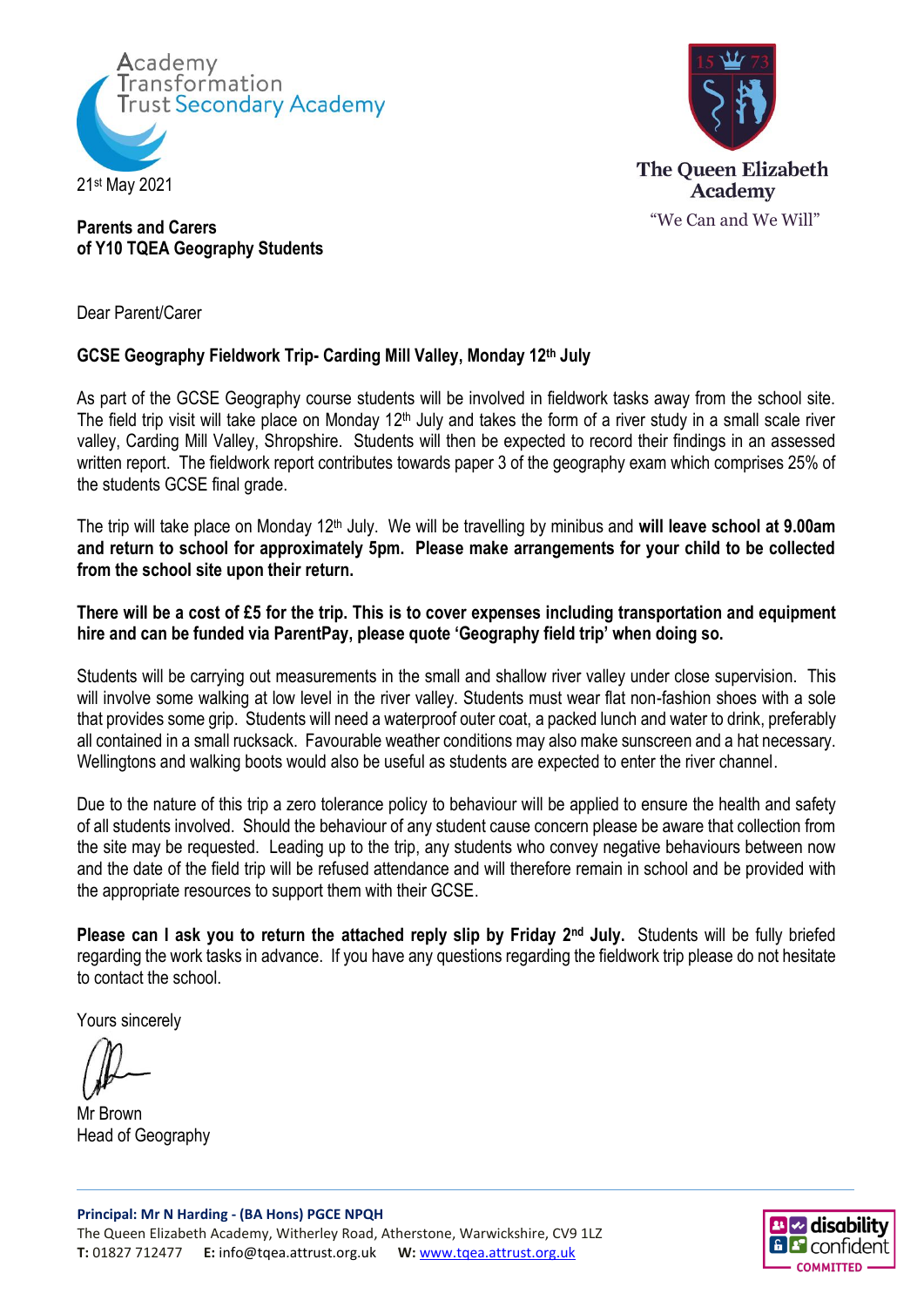Academy Transformation Trust Secondary Academy

The Queen Elizabeth Academy

"We Can and We Will"

21st May 2021

**Parents and Carers**
**of Y10 TQEA Geography Students**

Dear Parent/Carer

**GCSE Geography Fieldwork Trip- Carding Mill Valley, Monday 12th July**

As part of the GCSE Geography course students will be involved in fieldwork tasks away from the school site. The field trip visit will take place on Monday 12th July and takes the form of a river study in a small scale river valley, Carding Mill Valley, Shropshire. Students will then be expected to record their findings in an assessed written report. The fieldwork report contributes towards paper 3 of the geography exam which comprises 25% of the students GCSE final grade.

The trip will take place on Monday 12th July. We will be travelling by minibus and **will leave school at 9.00am and return to school for approximately 5pm. Please make arrangements for your child to be collected from the school site upon their return.**

**There will be a cost of £5 for the trip. This is to cover expenses including transportation and equipment hire and can be funded via ParentPay, please quote 'Geography field trip' when doing so.**

Students will be carrying out measurements in the small and shallow river valley under close supervision. This will involve some walking at low level in the river valley. Students must wear flat non-fashion shoes with a sole that provides some grip. Students will need a waterproof outer coat, a packed lunch and water to drink, preferably all contained in a small rucksack. Favourable weather conditions may also make sunscreen and a hat necessary. Wellingtons and walking boots would also be useful as students are expected to enter the river channel.

Due to the nature of this trip a zero tolerance policy to behaviour will be applied to ensure the health and safety of all students involved. Should the behaviour of any student cause concern please be aware that collection from the site may be requested. Leading up to the trip, any students who convey negative behaviours between now and the date of the field trip will be refused attendance and will therefore remain in school and be provided with the appropriate resources to support them with their GCSE.

**Please can I ask you to return the attached reply slip by Friday 2nd July.** Students will be fully briefed regarding the work tasks in advance. If you have any questions regarding the fieldwork trip please do not hesitate to contact the school.

Yours sincerely

Mr Brown
Head of Geography

**Principal: Mr N Harding - (BA Hons) PGCE NPQH**
The Queen Elizabeth Academy, Witherley Road, Atherstone, Warwickshire, CV9 1LZ
**T:** 01827 712477 **E:** info@tqea.attrust.org.uk **W:** www.tqea.attrust.org.uk

disability confident COMMITTED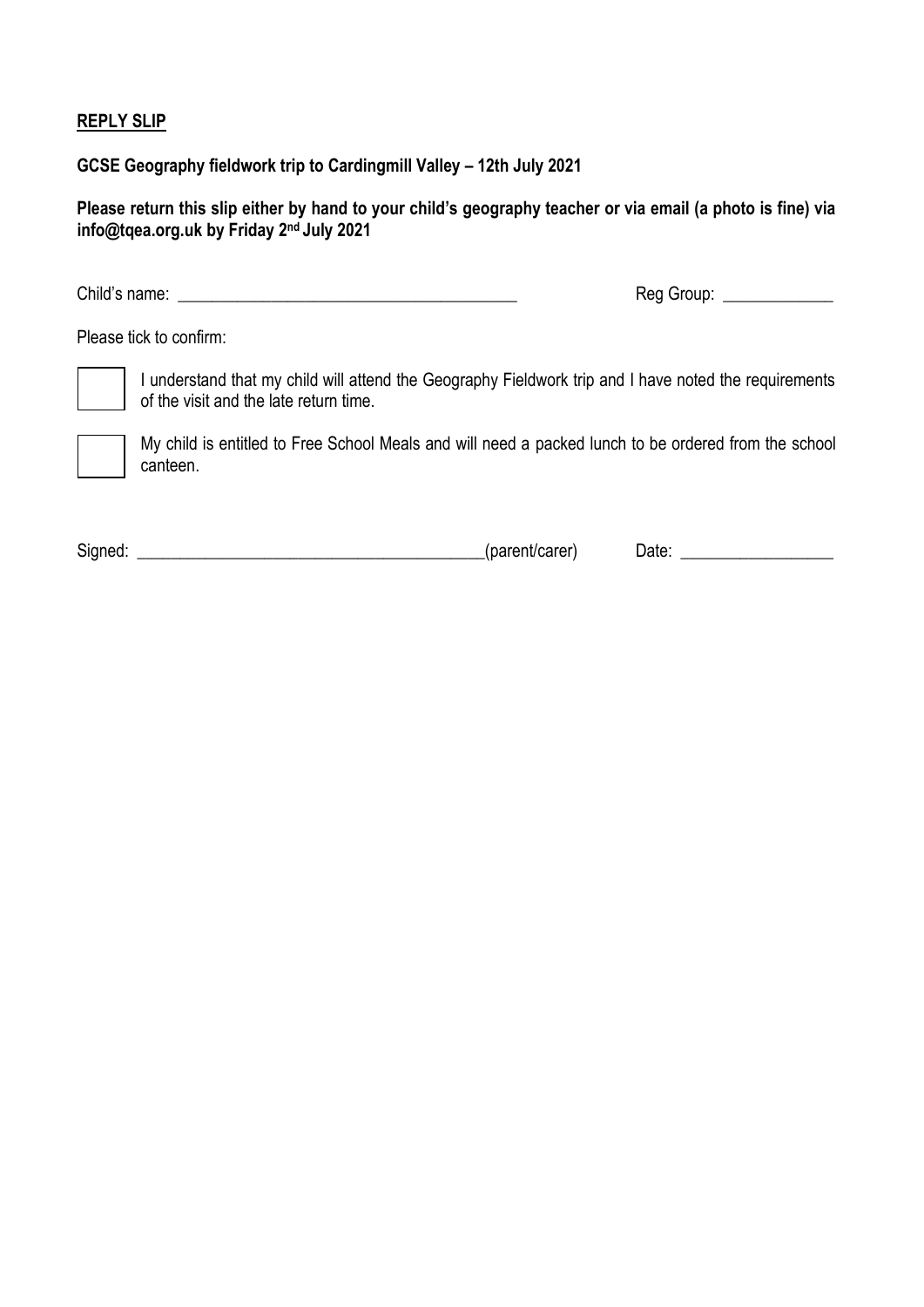**REPLY SLIP**

**GCSE Geography fieldwork trip to Cardingmill Valley – 12th July 2021**

**Please return this slip either by hand to your child's geography teacher or via email (a photo is fine) via info@tqea.org.uk by Friday 2nd July 2021**

Child's name: ________________________________________ Reg Group: _____________

Please tick to confirm:

☐ I understand that my child will attend the Geography Fieldwork trip and I have noted the requirements of the visit and the late return time.

☐ My child is entitled to Free School Meals and will need a packed lunch to be ordered from the school canteen.

Signed: ________________________________________(parent/carer) Date: __________________